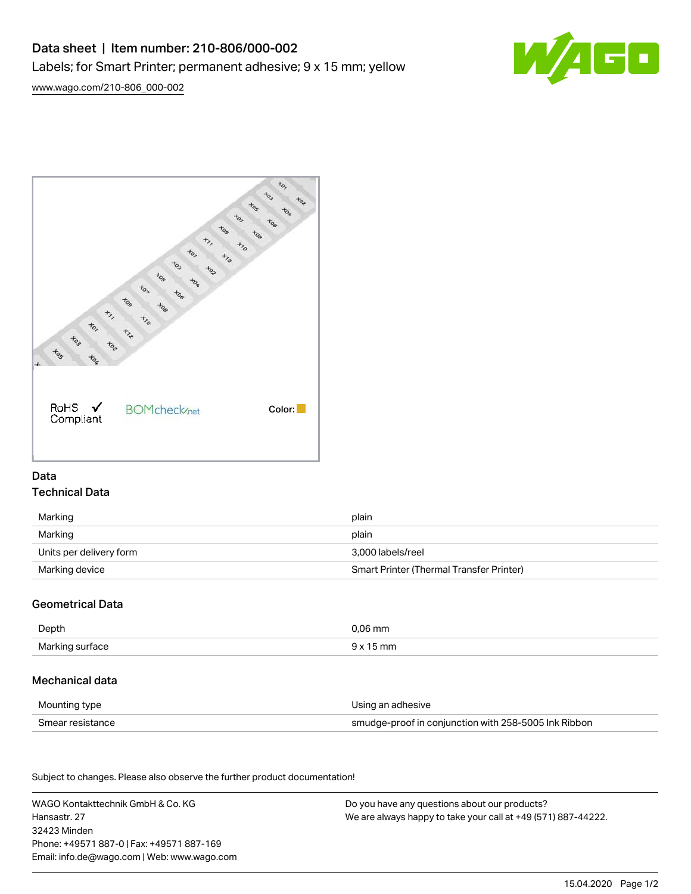# Data sheet | Item number: 210-806/000-002

Labels; for Smart Printer; permanent adhesive; 9 x 15 mm; yellow

[www.wago.com/210-806_000-002](http://www.wago.com/210-806_000-002)

RoHS ✓ Compliant

BOMcheck.net

Color:

## Data

### Technical Data

| | |
|---|---|
| Marking | plain |
| Marking | plain |
| Units per delivery form | 3,000 labels/reel |
| Marking device | Smart Printer (Thermal Transfer Printer) |

### Geometrical Data

| | |
|---|---|
| Depth | 0,06 mm |
| Marking surface | 9 x 15 mm |

### Mechanical data

| | |
|---|---|
| Mounting type | Using an adhesive |
| Smear resistance | smudge-proof in conjunction with 258-5005 Ink Ribbon |

Subject to changes. Please also observe the further product documentation!

WAGO Kontakttechnik GmbH & Co. KG
Hansastr. 27
32423 Minden
Phone: +49571 887-0 | Fax: +49571 887-169
Email: info.de@wago.com | Web: www.wago.com

Do you have any questions about our products?
We are always happy to take your call at +49 (571) 887-44222.

15.04.2020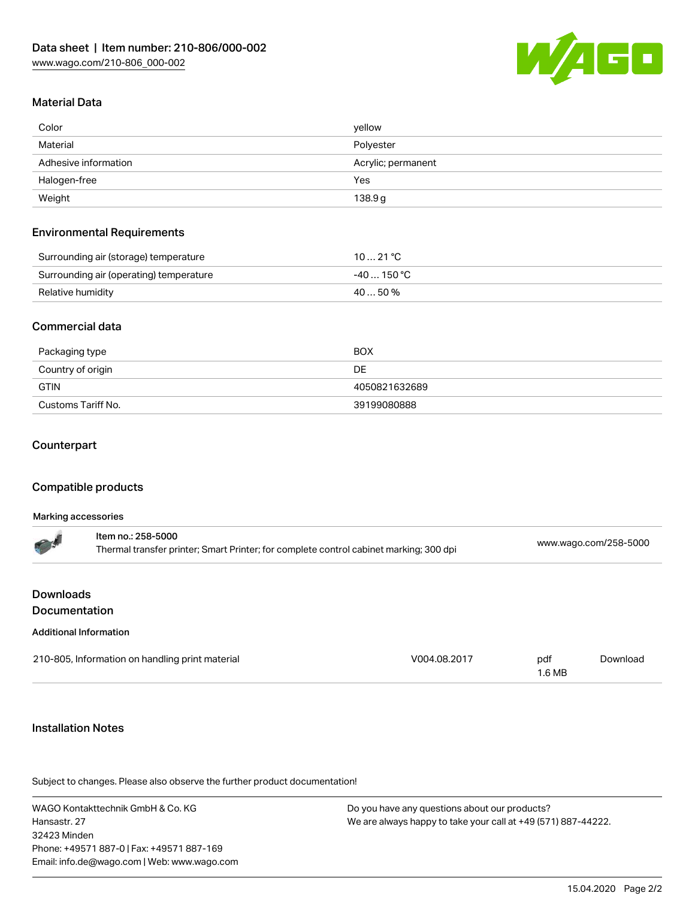## Material Data

| | |
|---|---|
| Color | yellow |
| Material | Polyester |
| Adhesive information | Acrylic; permanent |
| Halogen-free | Yes |
| Weight | 138.9 g |

## Environmental Requirements

| | |
|---|---|
| Surrounding air (storage) temperature | 10 … 21 °C |
| Surrounding air (operating) temperature | -40 … 150 °C |
| Relative humidity | 40 … 50 % |

## Commercial data

| | |
|---|---|
| Packaging type | BOX |
| Country of origin | DE |
| GTIN | 4050821632689 |
| Customs Tariff No. | 39199080888 |

## Counterpart

## Compatible products

#### Marking accessories

| | |
|---|---|
| Item no.: 258-5000<br>Thermal transfer printer; Smart Printer; for complete control cabinet marking; 300 dpi | www.wago.com/258-5000 |

## Downloads

## Documentation

#### Additional Information

| | | | |
|---|---|---|---|
| 210-805, Information on handling print material | V004.08.2017 | pdf<br>1.6 MB | Download |

## Installation Notes

Subject to changes. Please also observe the further product documentation!

WAGO Kontakttechnik GmbH & Co. KG
Hansastr. 27
32423 Minden
Phone: +49571 887-0 | Fax: +49571 887-169
Email: info.de@wago.com | Web: www.wago.com

Do you have any questions about our products?
We are always happy to take your call at +49 (571) 887-44222.

15.04.2020